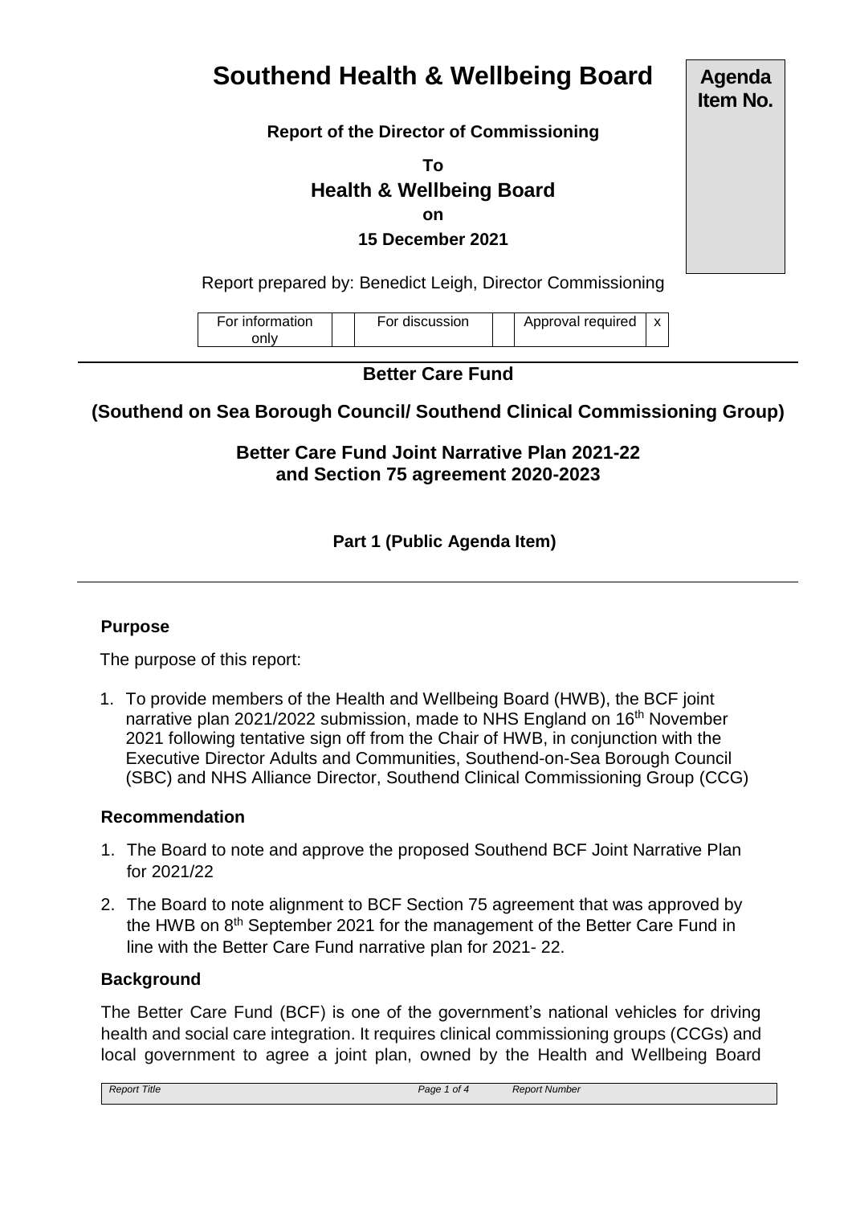# Southend Health & Wellbeing Board

**Agenda Item No.**

**Report of the Director of Commissioning**

**To**

**Health & Wellbeing Board**

**on**

**15 December 2021**

Report prepared by: Benedict Leigh, Director Commissioning

| For information only | | For discussion | | Approval required | x |
|---|---|---|---|---|---|

## Better Care Fund

## (Southend on Sea Borough Council/ Southend Clinical Commissioning Group)

### Better Care Fund Joint Narrative Plan 2021-22 and Section 75 agreement 2020-2023

**Part 1 (Public Agenda Item)**

### Purpose

The purpose of this report:

1. To provide members of the Health and Wellbeing Board (HWB), the BCF joint narrative plan 2021/2022 submission, made to NHS England on 16th November 2021 following tentative sign off from the Chair of HWB, in conjunction with the Executive Director Adults and Communities, Southend-on-Sea Borough Council (SBC) and NHS Alliance Director, Southend Clinical Commissioning Group (CCG)

### Recommendation

1. The Board to note and approve the proposed Southend BCF Joint Narrative Plan for 2021/22
2. The Board to note alignment to BCF Section 75 agreement that was approved by the HWB on 8th September 2021 for the management of the Better Care Fund in line with the Better Care Fund narrative plan for 2021- 22.

### Background

The Better Care Fund (BCF) is one of the government's national vehicles for driving health and social care integration. It requires clinical commissioning groups (CCGs) and local government to agree a joint plan, owned by the Health and Wellbeing Board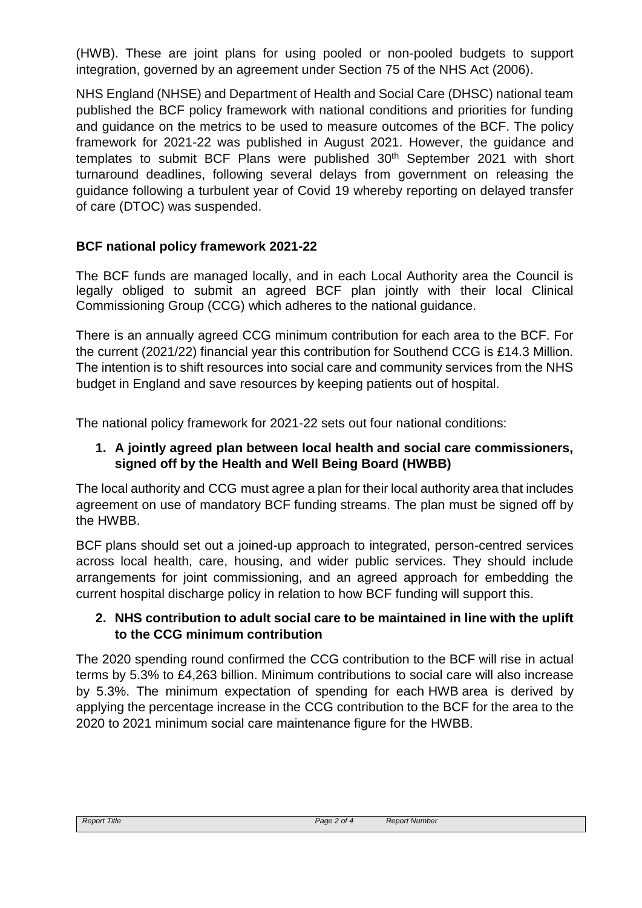(HWB). These are joint plans for using pooled or non-pooled budgets to support integration, governed by an agreement under Section 75 of the NHS Act (2006).

NHS England (NHSE) and Department of Health and Social Care (DHSC) national team published the BCF policy framework with national conditions and priorities for funding and guidance on the metrics to be used to measure outcomes of the BCF. The policy framework for 2021-22 was published in August 2021. However, the guidance and templates to submit BCF Plans were published 30th September 2021 with short turnaround deadlines, following several delays from government on releasing the guidance following a turbulent year of Covid 19 whereby reporting on delayed transfer of care (DTOC) was suspended.

**BCF national policy framework 2021-22**

The BCF funds are managed locally, and in each Local Authority area the Council is legally obliged to submit an agreed BCF plan jointly with their local Clinical Commissioning Group (CCG) which adheres to the national guidance.

There is an annually agreed CCG minimum contribution for each area to the BCF. For the current (2021/22) financial year this contribution for Southend CCG is £14.3 Million. The intention is to shift resources into social care and community services from the NHS budget in England and save resources by keeping patients out of hospital.

The national policy framework for 2021-22 sets out four national conditions:

1. **A jointly agreed plan between local health and social care commissioners, signed off by the Health and Well Being Board (HWBB)**

The local authority and CCG must agree a plan for their local authority area that includes agreement on use of mandatory BCF funding streams. The plan must be signed off by the HWBB.

BCF plans should set out a joined-up approach to integrated, person-centred services across local health, care, housing, and wider public services. They should include arrangements for joint commissioning, and an agreed approach for embedding the current hospital discharge policy in relation to how BCF funding will support this.

2. **NHS contribution to adult social care to be maintained in line with the uplift to the CCG minimum contribution**

The 2020 spending round confirmed the CCG contribution to the BCF will rise in actual terms by 5.3% to £4,263 billion. Minimum contributions to social care will also increase by 5.3%. The minimum expectation of spending for each HWB area is derived by applying the percentage increase in the CCG contribution to the BCF for the area to the 2020 to 2021 minimum social care maintenance figure for the HWBB.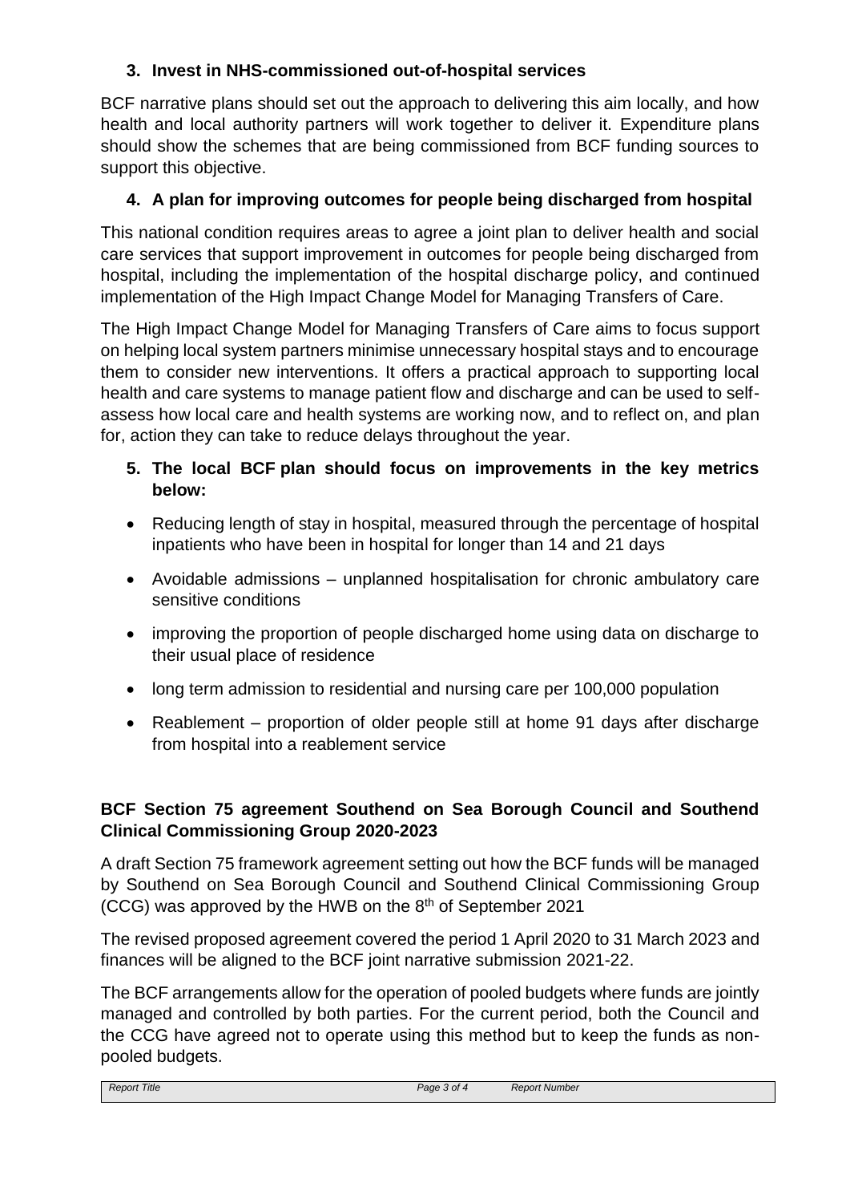### 3. Invest in NHS-commissioned out-of-hospital services

BCF narrative plans should set out the approach to delivering this aim locally, and how health and local authority partners will work together to deliver it. Expenditure plans should show the schemes that are being commissioned from BCF funding sources to support this objective.

### 4. A plan for improving outcomes for people being discharged from hospital

This national condition requires areas to agree a joint plan to deliver health and social care services that support improvement in outcomes for people being discharged from hospital, including the implementation of the hospital discharge policy, and continued implementation of the High Impact Change Model for Managing Transfers of Care.

The High Impact Change Model for Managing Transfers of Care aims to focus support on helping local system partners minimise unnecessary hospital stays and to encourage them to consider new interventions. It offers a practical approach to supporting local health and care systems to manage patient flow and discharge and can be used to self-assess how local care and health systems are working now, and to reflect on, and plan for, action they can take to reduce delays throughout the year.

### 5. The local BCF plan should focus on improvements in the key metrics below:

- Reducing length of stay in hospital, measured through the percentage of hospital inpatients who have been in hospital for longer than 14 and 21 days
- Avoidable admissions – unplanned hospitalisation for chronic ambulatory care sensitive conditions
- improving the proportion of people discharged home using data on discharge to their usual place of residence
- long term admission to residential and nursing care per 100,000 population
- Reablement – proportion of older people still at home 91 days after discharge from hospital into a reablement service

## BCF Section 75 agreement Southend on Sea Borough Council and Southend Clinical Commissioning Group 2020-2023

A draft Section 75 framework agreement setting out how the BCF funds will be managed by Southend on Sea Borough Council and Southend Clinical Commissioning Group (CCG) was approved by the HWB on the 8th of September 2021

The revised proposed agreement covered the period 1 April 2020 to 31 March 2023 and finances will be aligned to the BCF joint narrative submission 2021-22.

The BCF arrangements allow for the operation of pooled budgets where funds are jointly managed and controlled by both parties. For the current period, both the Council and the CCG have agreed not to operate using this method but to keep the funds as non-pooled budgets.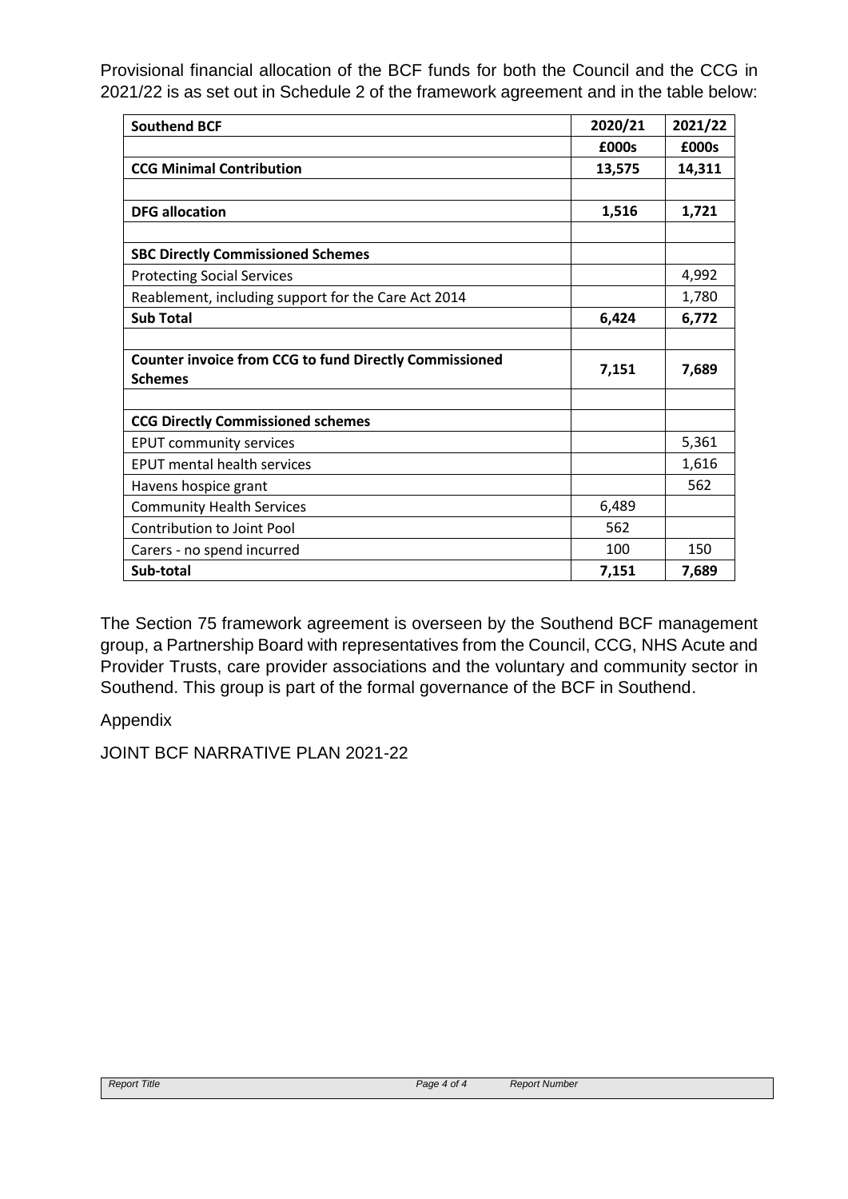Provisional financial allocation of the BCF funds for both the Council and the CCG in 2021/22 is as set out in Schedule 2 of the framework agreement and in the table below:

| **Southend BCF** | **2020/21** | **2021/22** |
|---|---|---|
| | **£000s** | **£000s** |
| **CCG Minimal Contribution** | **13,575** | **14,311** |
| | | |
| **DFG allocation** | **1,516** | **1,721** |
| | | |
| **SBC Directly Commissioned Schemes** | | |
| Protecting Social Services | | 4,992 |
| Reablement, including support for the Care Act 2014 | | 1,780 |
| **Sub Total** | **6,424** | **6,772** |
| | | |
| **Counter invoice from CCG to fund Directly Commissioned Schemes** | **7,151** | **7,689** |
| | | |
| **CCG Directly Commissioned schemes** | | |
| EPUT community services | | 5,361 |
| EPUT mental health services | | 1,616 |
| Havens hospice grant | | 562 |
| Community Health Services | 6,489 | |
| Contribution to Joint Pool | 562 | |
| Carers - no spend incurred | 100 | 150 |
| **Sub-total** | **7,151** | **7,689** |

The Section 75 framework agreement is overseen by the Southend BCF management group, a Partnership Board with representatives from the Council, CCG, NHS Acute and Provider Trusts, care provider associations and the voluntary and community sector in Southend. This group is part of the formal governance of the BCF in Southend.

Appendix

JOINT BCF NARRATIVE PLAN 2021-22